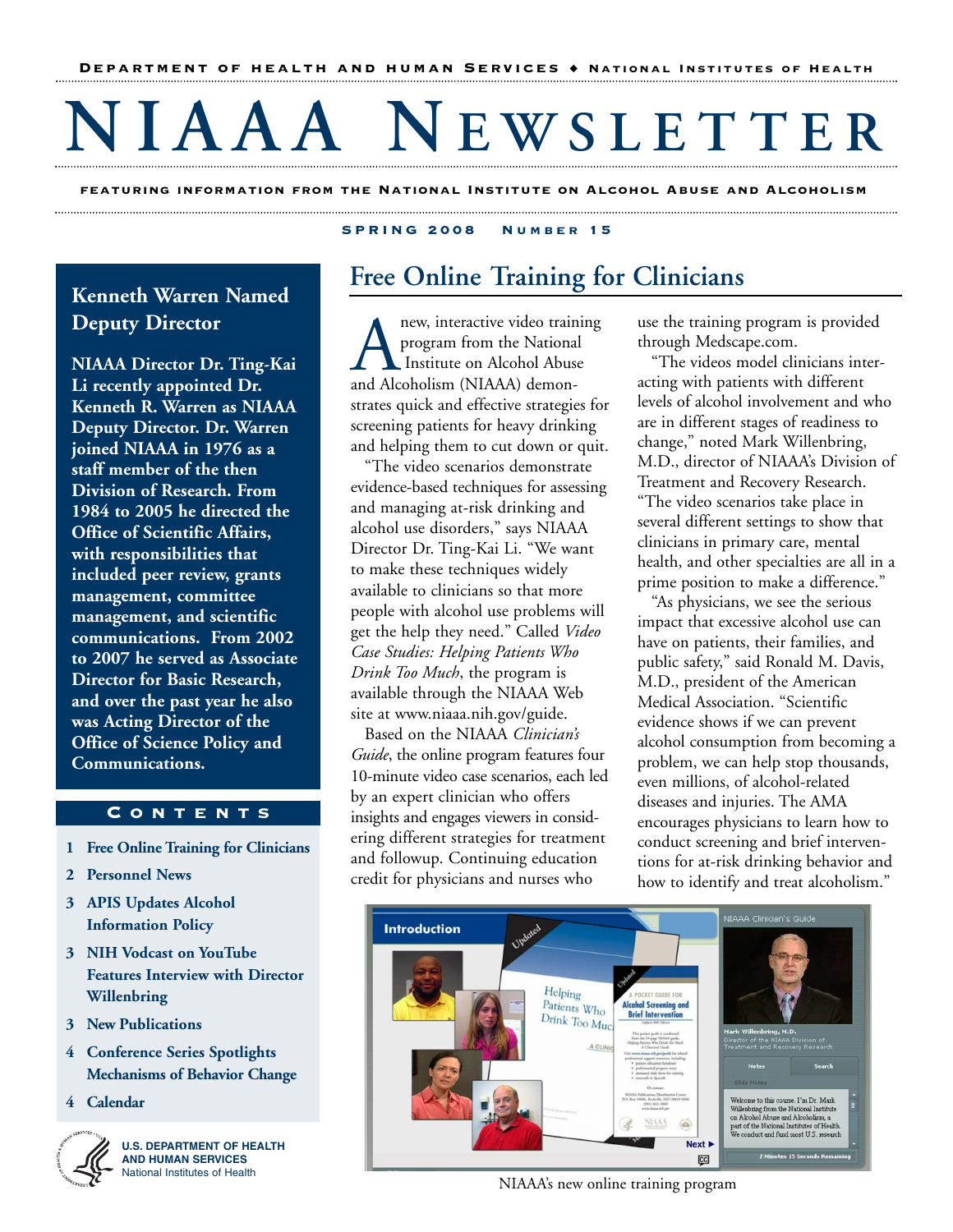Department of Health and Human Services ◆ National Institutes of Health

# NIAAA Newsletter

Featuring information from the National Institute on Alcohol Abuse and Alcoholism

Spring 2008 Number 15

## Kenneth Warren Named Deputy Director

**NIAAA Director Dr. Ting-Kai Li recently appointed Dr. Kenneth R. Warren as NIAAA Deputy Director. Dr. Warren joined NIAAA in 1976 as a staff member of the then Division of Research. From 1984 to 2005 he directed the Office of Scientific Affairs, with responsibilities that included peer review, grants management, committee management, and scientific communications. From 2002 to 2007 he served as Associate Director for Basic Research, and over the past year he also was Acting Director of the Office of Science Policy and Communications.**

## Contents

1. Free Online Training for Clinicians
2. Personnel News
3. APIS Updates Alcohol Information Policy
3. NIH Vodcast on YouTube Features Interview with Director Willenbring
3. New Publications
4. Conference Series Spotlights Mechanisms of Behavior Change
4. Calendar

U.S. Department of Health and Human Services
National Institutes of Health

## Free Online Training for Clinicians

A new, interactive video training program from the National Institute on Alcohol Abuse and Alcoholism (NIAAA) demonstrates quick and effective strategies for screening patients for heavy drinking and helping them to cut down or quit.

"The video scenarios demonstrate evidence-based techniques for assessing and managing at-risk drinking and alcohol use disorders," says NIAAA Director Dr. Ting-Kai Li. "We want to make these techniques widely available to clinicians so that more people with alcohol use problems will get the help they need." Called *Video Case Studies: Helping Patients Who Drink Too Much*, the program is available through the NIAAA Web site at www.niaaa.nih.gov/guide.

Based on the NIAAA *Clinician's Guide*, the online program features four 10-minute video case scenarios, each led by an expert clinician who offers insights and engages viewers in considering different strategies for treatment and followup. Continuing education credit for physicians and nurses who use the training program is provided through Medscape.com.

"The videos model clinicians interacting with patients with different levels of alcohol involvement and who are in different stages of readiness to change," noted Mark Willenbring, M.D., director of NIAAA's Division of Treatment and Recovery Research. "The video scenarios take place in several different settings to show that clinicians in primary care, mental health, and other specialties are all in a prime position to make a difference."

"As physicians, we see the serious impact that excessive alcohol use can have on patients, their families, and public safety," said Ronald M. Davis, M.D., president of the American Medical Association. "Scientific evidence shows if we can prevent alcohol consumption from becoming a problem, we can help stop thousands, even millions, of alcohol-related diseases and injuries. The AMA encourages physicians to learn how to conduct screening and brief interventions for at-risk drinking behavior and how to identify and treat alcoholism."

NIAAA's new online training program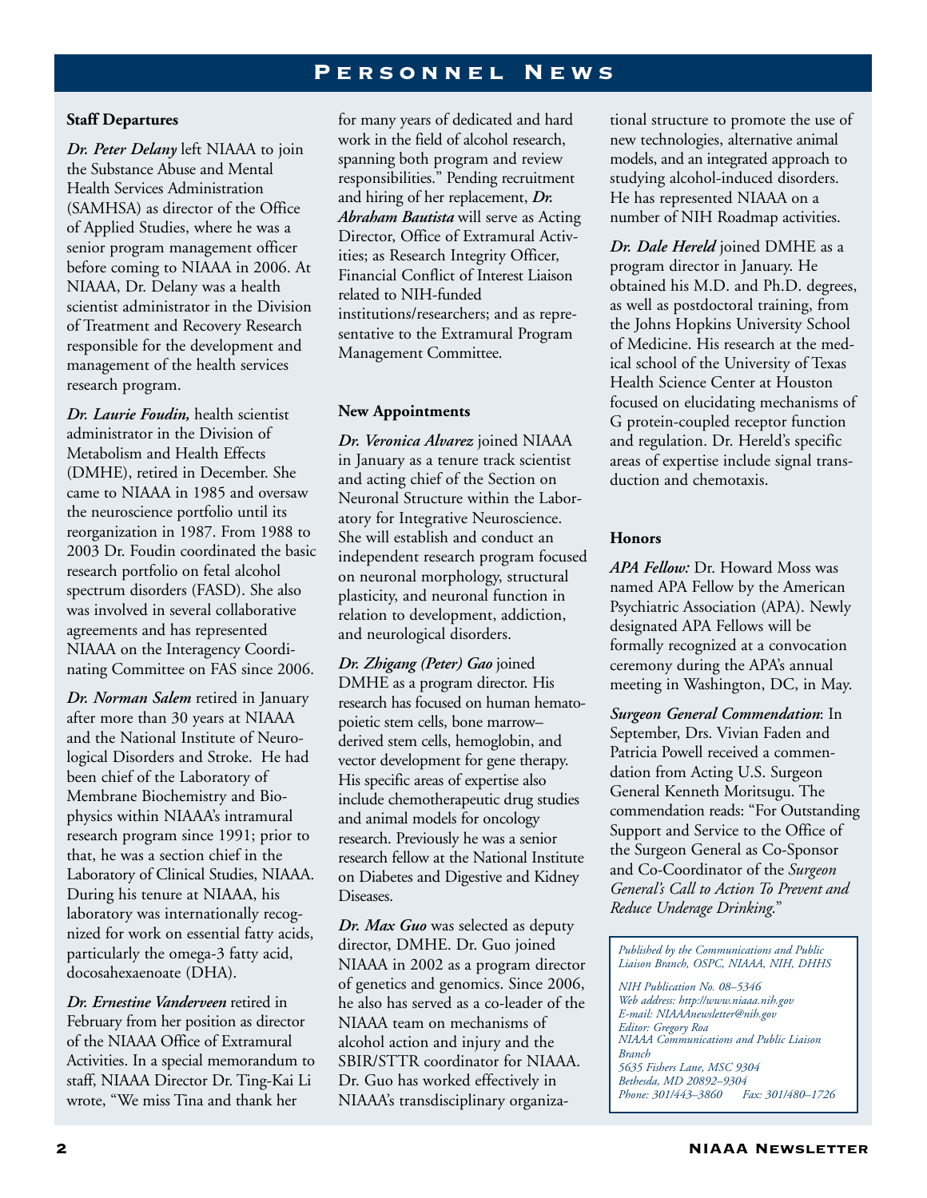# Personnel News

### Staff Departures

***Dr. Peter Delany*** left NIAAA to join the Substance Abuse and Mental Health Services Administration (SAMHSA) as director of the Office of Applied Studies, where he was a senior program management officer before coming to NIAAA in 2006. At NIAAA, Dr. Delany was a health scientist administrator in the Division of Treatment and Recovery Research responsible for the development and management of the health services research program.

***Dr. Laurie Foudin,*** health scientist administrator in the Division of Metabolism and Health Effects (DMHE), retired in December. She came to NIAAA in 1985 and oversaw the neuroscience portfolio until its reorganization in 1987. From 1988 to 2003 Dr. Foudin coordinated the basic research portfolio on fetal alcohol spectrum disorders (FASD). She also was involved in several collaborative agreements and has represented NIAAA on the Interagency Coordinating Committee on FAS since 2006.

***Dr. Norman Salem*** retired in January after more than 30 years at NIAAA and the National Institute of Neurological Disorders and Stroke. He had been chief of the Laboratory of Membrane Biochemistry and Biophysics within NIAAA's intramural research program since 1991; prior to that, he was a section chief in the Laboratory of Clinical Studies, NIAAA. During his tenure at NIAAA, his laboratory was internationally recognized for work on essential fatty acids, particularly the omega-3 fatty acid, docosahexaenoate (DHA).

***Dr. Ernestine Vanderveen*** retired in February from her position as director of the NIAAA Office of Extramural Activities. In a special memorandum to staff, NIAAA Director Dr. Ting-Kai Li wrote, "We miss Tina and thank her for many years of dedicated and hard work in the field of alcohol research, spanning both program and review responsibilities." Pending recruitment and hiring of her replacement, ***Dr. Abraham Bautista*** will serve as Acting Director, Office of Extramural Activities; as Research Integrity Officer, Financial Conflict of Interest Liaison related to NIH-funded institutions/researchers; and as representative to the Extramural Program Management Committee.

### New Appointments

***Dr. Veronica Alvarez*** joined NIAAA in January as a tenure track scientist and acting chief of the Section on Neuronal Structure within the Laboratory for Integrative Neuroscience. She will establish and conduct an independent research program focused on neuronal morphology, structural plasticity, and neuronal function in relation to development, addiction, and neurological disorders.

***Dr. Zhigang (Peter) Gao*** joined DMHE as a program director. His research has focused on human hematopoietic stem cells, bone marrow–derived stem cells, hemoglobin, and vector development for gene therapy. His specific areas of expertise also include chemotherapeutic drug studies and animal models for oncology research. Previously he was a senior research fellow at the National Institute on Diabetes and Digestive and Kidney Diseases.

***Dr. Max Guo*** was selected as deputy director, DMHE. Dr. Guo joined NIAAA in 2002 as a program director of genetics and genomics. Since 2006, he also has served as a co-leader of the NIAAA team on mechanisms of alcohol action and injury and the SBIR/STTR coordinator for NIAAA. Dr. Guo has worked effectively in NIAAA's transdisciplinary organizational structure to promote the use of new technologies, alternative animal models, and an integrated approach to studying alcohol-induced disorders. He has represented NIAAA on a number of NIH Roadmap activities.

***Dr. Dale Hereld*** joined DMHE as a program director in January. He obtained his M.D. and Ph.D. degrees, as well as postdoctoral training, from the Johns Hopkins University School of Medicine. His research at the medical school of the University of Texas Health Science Center at Houston focused on elucidating mechanisms of G protein-coupled receptor function and regulation. Dr. Hereld's specific areas of expertise include signal transduction and chemotaxis.

### Honors

***APA Fellow:*** Dr. Howard Moss was named APA Fellow by the American Psychiatric Association (APA). Newly designated APA Fellows will be formally recognized at a convocation ceremony during the APA's annual meeting in Washington, DC, in May.

***Surgeon General Commendation***: In September, Drs. Vivian Faden and Patricia Powell received a commendation from Acting U.S. Surgeon General Kenneth Moritsugu. The commendation reads: "For Outstanding Support and Service to the Office of the Surgeon General as Co-Sponsor and Co-Coordinator of the *Surgeon General's Call to Action To Prevent and Reduce Underage Drinking*."

*Published by the Communications and Public Liaison Branch, OSPC, NIAAA, NIH, DHHS*

*NIH Publication No. 08–5346*
*Web address: http://www.niaaa.nih.gov*
*E-mail: NIAAAnewsletter@nih.gov*
*Editor: Gregory Roa*
*NIAAA Communications and Public Liaison Branch*
*5635 Fishers Lane, MSC 9304*
*Bethesda, MD 20892–9304*
*Phone: 301/443–3860 Fax: 301/480–1726*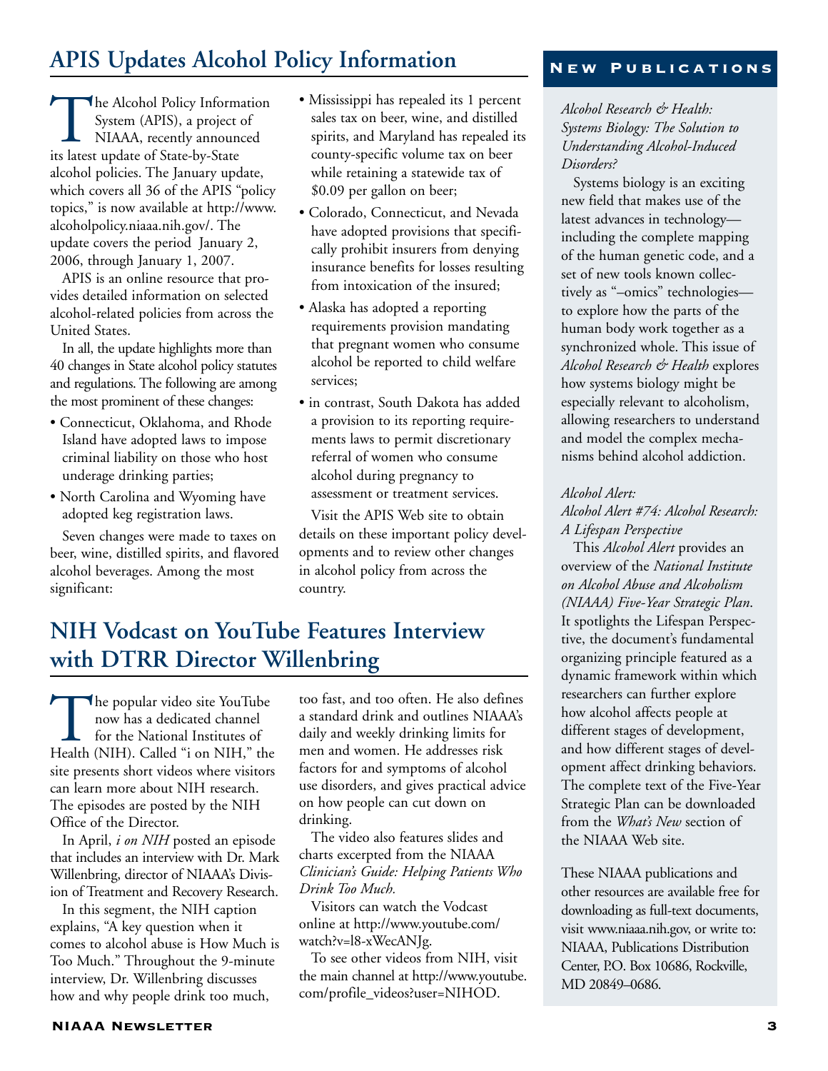## APIS Updates Alcohol Policy Information

The Alcohol Policy Information System (APIS), a project of NIAAA, recently announced its latest update of State-by-State alcohol policies. The January update, which covers all 36 of the APIS "policy topics," is now available at http://www.alcoholpolicy.niaaa.nih.gov/. The update covers the period January 2, 2006, through January 1, 2007.

APIS is an online resource that provides detailed information on selected alcohol-related policies from across the United States.

In all, the update highlights more than 40 changes in State alcohol policy statutes and regulations. The following are among the most prominent of these changes:

- Connecticut, Oklahoma, and Rhode Island have adopted laws to impose criminal liability on those who host underage drinking parties;
- North Carolina and Wyoming have adopted keg registration laws.

Seven changes were made to taxes on beer, wine, distilled spirits, and flavored alcohol beverages. Among the most significant:

- Mississippi has repealed its 1 percent sales tax on beer, wine, and distilled spirits, and Maryland has repealed its county-specific volume tax on beer while retaining a statewide tax of $0.09 per gallon on beer;
- Colorado, Connecticut, and Nevada have adopted provisions that specifically prohibit insurers from denying insurance benefits for losses resulting from intoxication of the insured;
- Alaska has adopted a reporting requirements provision mandating that pregnant women who consume alcohol be reported to child welfare services;
- in contrast, South Dakota has added a provision to its reporting requirements laws to permit discretionary referral of women who consume alcohol during pregnancy to assessment or treatment services.

Visit the APIS Web site to obtain details on these important policy developments and to review other changes in alcohol policy from across the country.

## NIH Vodcast on YouTube Features Interview with DTRR Director Willenbring

The popular video site YouTube now has a dedicated channel for the National Institutes of Health (NIH). Called "i on NIH," the site presents short videos where visitors can learn more about NIH research. The episodes are posted by the NIH Office of the Director.

In April, *i on NIH* posted an episode that includes an interview with Dr. Mark Willenbring, director of NIAAA's Division of Treatment and Recovery Research.

In this segment, the NIH caption explains, "A key question when it comes to alcohol abuse is How Much is Too Much." Throughout the 9-minute interview, Dr. Willenbring discusses how and why people drink too much, too fast, and too often. He also defines a standard drink and outlines NIAAA's daily and weekly drinking limits for men and women. He addresses risk factors for and symptoms of alcohol use disorders, and gives practical advice on how people can cut down on drinking.

The video also features slides and charts excerpted from the NIAAA *Clinician's Guide: Helping Patients Who Drink Too Much.*

Visitors can watch the Vodcast online at http://www.youtube.com/watch?v=l8-xWecANJg.

To see other videos from NIH, visit the main channel at http://www.youtube.com/profile_videos?user=NIHOD.

## New Publications

*Alcohol Research & Health: Systems Biology: The Solution to Understanding Alcohol-Induced Disorders?*

Systems biology is an exciting new field that makes use of the latest advances in technology—including the complete mapping of the human genetic code, and a set of new tools known collectively as "–omics" technologies—to explore how the parts of the human body work together as a synchronized whole. This issue of *Alcohol Research & Health* explores how systems biology might be especially relevant to alcoholism, allowing researchers to understand and model the complex mechanisms behind alcohol addiction.

*Alcohol Alert:*
*Alcohol Alert #74: Alcohol Research: A Lifespan Perspective*

This *Alcohol Alert* provides an overview of the *National Institute on Alcohol Abuse and Alcoholism (NIAAA) Five-Year Strategic Plan.* It spotlights the Lifespan Perspective, the document's fundamental organizing principle featured as a dynamic framework within which researchers can further explore how alcohol affects people at different stages of development, and how different stages of development affect drinking behaviors. The complete text of the Five-Year Strategic Plan can be downloaded from the *What's New* section of the NIAAA Web site.

These NIAAA publications and other resources are available free for downloading as full-text documents, visit www.niaaa.nih.gov, or write to: NIAAA, Publications Distribution Center, P.O. Box 10686, Rockville, MD 20849–0686.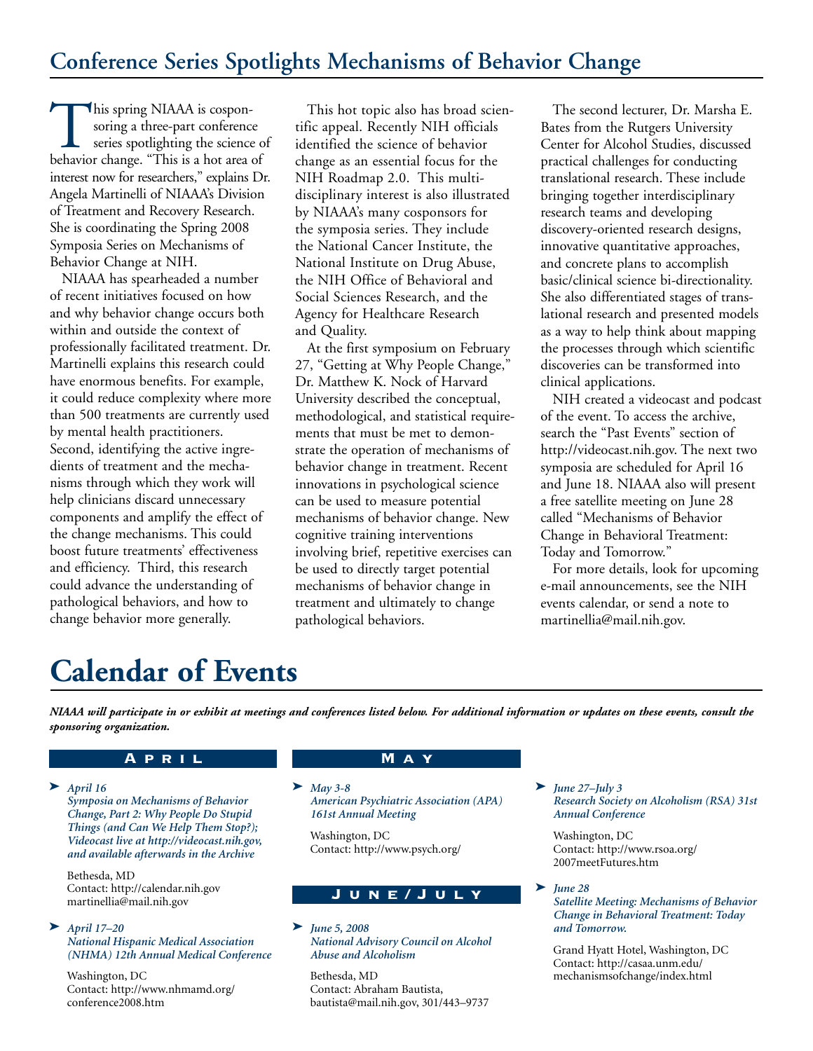## Conference Series Spotlights Mechanisms of Behavior Change

This spring NIAAA is cosponsoring a three-part conference series spotlighting the science of behavior change. "This is a hot area of interest now for researchers," explains Dr. Angela Martinelli of NIAAA's Division of Treatment and Recovery Research. She is coordinating the Spring 2008 Symposia Series on Mechanisms of Behavior Change at NIH.

NIAAA has spearheaded a number of recent initiatives focused on how and why behavior change occurs both within and outside the context of professionally facilitated treatment. Dr. Martinelli explains this research could have enormous benefits. For example, it could reduce complexity where more than 500 treatments are currently used by mental health practitioners. Second, identifying the active ingredients of treatment and the mechanisms through which they work will help clinicians discard unnecessary components and amplify the effect of the change mechanisms. This could boost future treatments' effectiveness and efficiency. Third, this research could advance the understanding of pathological behaviors, and how to change behavior more generally.

This hot topic also has broad scientific appeal. Recently NIH officials identified the science of behavior change as an essential focus for the NIH Roadmap 2.0. This multidisciplinary interest is also illustrated by NIAAA's many cosponsors for the symposia series. They include the National Cancer Institute, the National Institute on Drug Abuse, the NIH Office of Behavioral and Social Sciences Research, and the Agency for Healthcare Research and Quality.

At the first symposium on February 27, "Getting at Why People Change," Dr. Matthew K. Nock of Harvard University described the conceptual, methodological, and statistical requirements that must be met to demonstrate the operation of mechanisms of behavior change in treatment. Recent innovations in psychological science can be used to measure potential mechanisms of behavior change. New cognitive training interventions involving brief, repetitive exercises can be used to directly target potential mechanisms of behavior change in treatment and ultimately to change pathological behaviors.

The second lecturer, Dr. Marsha E. Bates from the Rutgers University Center for Alcohol Studies, discussed practical challenges for conducting translational research. These include bringing together interdisciplinary research teams and developing discovery-oriented research designs, innovative quantitative approaches, and concrete plans to accomplish basic/clinical science bi-directionality. She also differentiated stages of translational research and presented models as a way to help think about mapping the processes through which scientific discoveries can be transformed into clinical applications.

NIH created a videocast and podcast of the event. To access the archive, search the "Past Events" section of http://videocast.nih.gov. The next two symposia are scheduled for April 16 and June 18. NIAAA also will present a free satellite meeting on June 28 called "Mechanisms of Behavior Change in Behavioral Treatment: Today and Tomorrow."

For more details, look for upcoming e-mail announcements, see the NIH events calendar, or send a note to martinellia@mail.nih.gov.

# Calendar of Events

***NIAAA will participate in or exhibit at meetings and conferences listed below. For additional information or updates on these events, consult the sponsoring organization.***

### April

- ***April 16***
  ***Symposia on Mechanisms of Behavior Change, Part 2: Why People Do Stupid Things (and Can We Help Them Stop?); Videocast live at http://videocast.nih.gov, and available afterwards in the Archive***

  Bethesda, MD
  Contact: http://calendar.nih.gov
  martinellia@mail.nih.gov

- ***April 17–20***
  ***National Hispanic Medical Association (NHMA) 12th Annual Medical Conference***

  Washington, DC
  Contact: http://www.nhmamd.org/conference2008.htm

### May

- ***May 3-8***
  ***American Psychiatric Association (APA) 161st Annual Meeting***

  Washington, DC
  Contact: http://www.psych.org/

### June/July

- ***June 5, 2008***
  ***National Advisory Council on Alcohol Abuse and Alcoholism***

  Bethesda, MD
  Contact: Abraham Bautista, bautista@mail.nih.gov, 301/443–9737

- ***June 27–July 3***
  ***Research Society on Alcoholism (RSA) 31st Annual Conference***

  Washington, DC
  Contact: http://www.rsoa.org/2007meetFutures.htm

- ***June 28***
  ***Satellite Meeting: Mechanisms of Behavior Change in Behavioral Treatment: Today and Tomorrow.***

  Grand Hyatt Hotel, Washington, DC
  Contact: http://casaa.unm.edu/mechanismsofchange/index.html